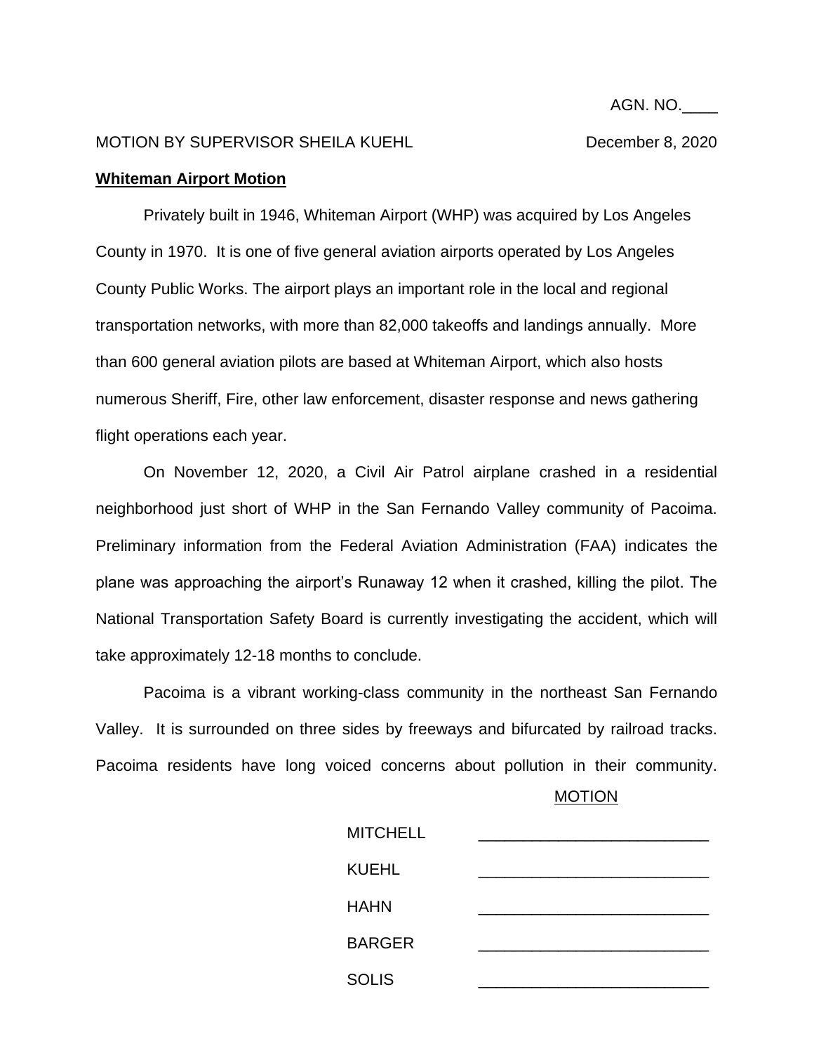AGN. NO.____

MOTION BY SUPERVISOR SHEILA KUEHL December 8, 2020

**Whiteman Airport Motion**

Privately built in 1946, Whiteman Airport (WHP) was acquired by Los Angeles County in 1970. It is one of five general aviation airports operated by Los Angeles County Public Works. The airport plays an important role in the local and regional transportation networks, with more than 82,000 takeoffs and landings annually. More than 600 general aviation pilots are based at Whiteman Airport, which also hosts numerous Sheriff, Fire, other law enforcement, disaster response and news gathering flight operations each year.

On November 12, 2020, a Civil Air Patrol airplane crashed in a residential neighborhood just short of WHP in the San Fernando Valley community of Pacoima. Preliminary information from the Federal Aviation Administration (FAA) indicates the plane was approaching the airport's Runaway 12 when it crashed, killing the pilot. The National Transportation Safety Board is currently investigating the accident, which will take approximately 12-18 months to conclude.

Pacoima is a vibrant working-class community in the northeast San Fernando Valley. It is surrounded on three sides by freeways and bifurcated by railroad tracks. Pacoima residents have long voiced concerns about pollution in their community.

MOTION

| | |
|---|---|
| MITCHELL | ______________________ |
| KUEHL | ______________________ |
| HAHN | ______________________ |
| BARGER | ______________________ |
| SOLIS | ______________________ |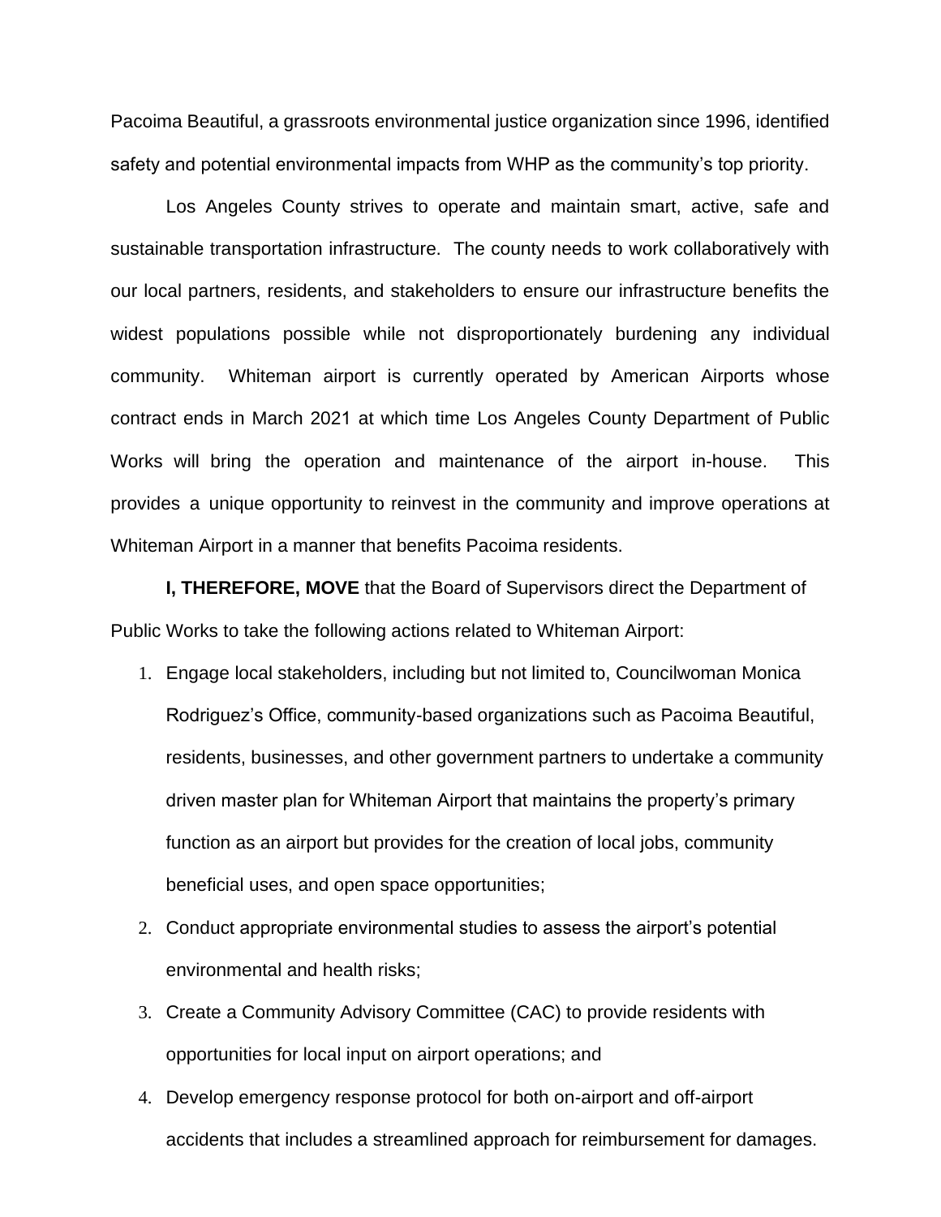Pacoima Beautiful, a grassroots environmental justice organization since 1996, identified safety and potential environmental impacts from WHP as the community's top priority.

Los Angeles County strives to operate and maintain smart, active, safe and sustainable transportation infrastructure. The county needs to work collaboratively with our local partners, residents, and stakeholders to ensure our infrastructure benefits the widest populations possible while not disproportionately burdening any individual community. Whiteman airport is currently operated by American Airports whose contract ends in March 2021 at which time Los Angeles County Department of Public Works will bring the operation and maintenance of the airport in-house. This provides a unique opportunity to reinvest in the community and improve operations at Whiteman Airport in a manner that benefits Pacoima residents.

**I, THEREFORE, MOVE** that the Board of Supervisors direct the Department of Public Works to take the following actions related to Whiteman Airport:

1. Engage local stakeholders, including but not limited to, Councilwoman Monica Rodriguez's Office, community-based organizations such as Pacoima Beautiful, residents, businesses, and other government partners to undertake a community driven master plan for Whiteman Airport that maintains the property's primary function as an airport but provides for the creation of local jobs, community beneficial uses, and open space opportunities;
2. Conduct appropriate environmental studies to assess the airport's potential environmental and health risks;
3. Create a Community Advisory Committee (CAC) to provide residents with opportunities for local input on airport operations; and
4. Develop emergency response protocol for both on-airport and off-airport accidents that includes a streamlined approach for reimbursement for damages.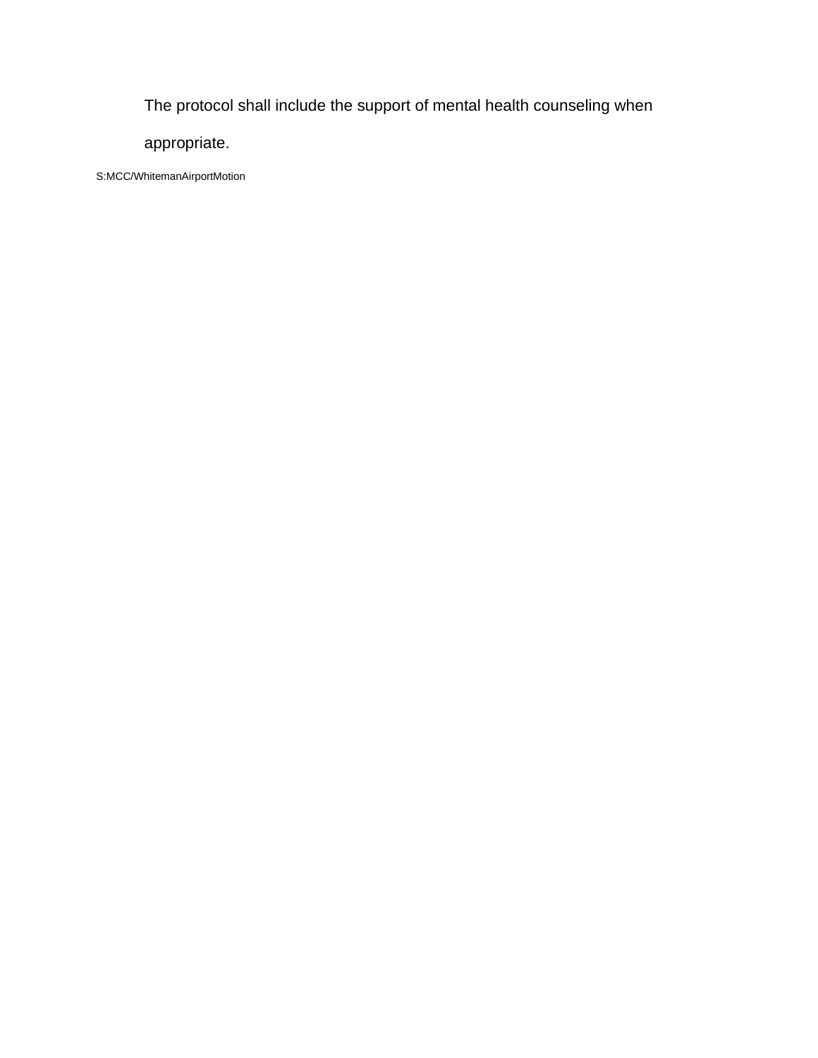The protocol shall include the support of mental health counseling when appropriate.

S:MCC/WhitemanAirportMotion